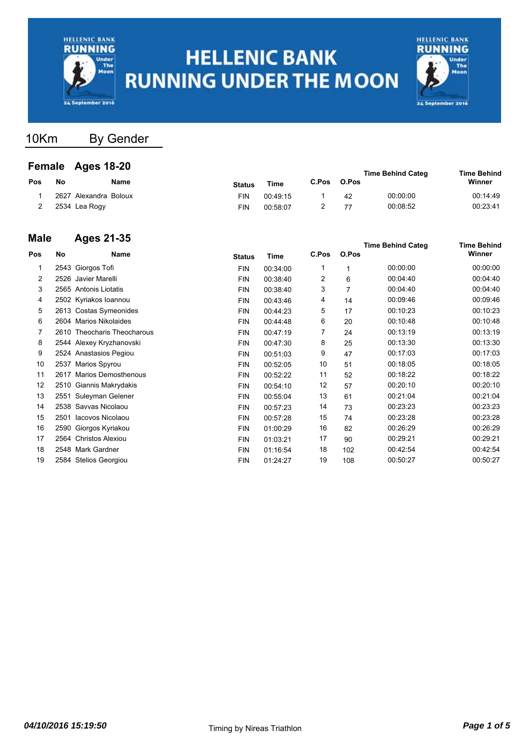# HELLENIC BANK RUNNING UNDER THE MOON

## 10Km By Gender

### Female Ages 18-20

| Pos | No | Name | Status | Time | C.Pos | O.Pos | Time Behind Categ | Time Behind Winner |
|---|---|---|---|---|---|---|---|---|
| 1 | 2627 | Alexandra Boloux | FIN | 00:49:15 | 1 | 42 | 00:00:00 | 00:14:49 |
| 2 | 2534 | Lea Rogy | FIN | 00:58:07 | 2 | 77 | 00:08:52 | 00:23:41 |

### Male Ages 21-35

| Pos | No | Name | Status | Time | C.Pos | O.Pos | Time Behind Categ | Time Behind Winner |
|---|---|---|---|---|---|---|---|---|
| 1 | 2543 | Giorgos Tofi | FIN | 00:34:00 | 1 | 1 | 00:00:00 | 00:00:00 |
| 2 | 2526 | Javier Marelli | FIN | 00:38:40 | 2 | 6 | 00:04:40 | 00:04:40 |
| 3 | 2565 | Antonis Liotatis | FIN | 00:38:40 | 3 | 7 | 00:04:40 | 00:04:40 |
| 4 | 2502 | Kyriakos Ioannou | FIN | 00:43:46 | 4 | 14 | 00:09:46 | 00:09:46 |
| 5 | 2613 | Costas Symeonides | FIN | 00:44:23 | 5 | 17 | 00:10:23 | 00:10:23 |
| 6 | 2604 | Marios Nikolaides | FIN | 00:44:48 | 6 | 20 | 00:10:48 | 00:10:48 |
| 7 | 2610 | Theocharis Theocharous | FIN | 00:47:19 | 7 | 24 | 00:13:19 | 00:13:19 |
| 8 | 2544 | Alexey Kryzhanovski | FIN | 00:47:30 | 8 | 25 | 00:13:30 | 00:13:30 |
| 9 | 2524 | Anastasios Pegiou | FIN | 00:51:03 | 9 | 47 | 00:17:03 | 00:17:03 |
| 10 | 2537 | Marios Spyrou | FIN | 00:52:05 | 10 | 51 | 00:18:05 | 00:18:05 |
| 11 | 2617 | Marios Demosthenous | FIN | 00:52:22 | 11 | 52 | 00:18:22 | 00:18:22 |
| 12 | 2510 | Giannis Makrydakis | FIN | 00:54:10 | 12 | 57 | 00:20:10 | 00:20:10 |
| 13 | 2551 | Suleyman Gelener | FIN | 00:55:04 | 13 | 61 | 00:21:04 | 00:21:04 |
| 14 | 2538 | Savvas Nicolaou | FIN | 00:57:23 | 14 | 73 | 00:23:23 | 00:23:23 |
| 15 | 2501 | Iacovos Nicolaou | FIN | 00:57:28 | 15 | 74 | 00:23:28 | 00:23:28 |
| 16 | 2590 | Giorgos Kyriakou | FIN | 01:00:29 | 16 | 82 | 00:26:29 | 00:26:29 |
| 17 | 2564 | Christos Alexiou | FIN | 01:03:21 | 17 | 90 | 00:29:21 | 00:29:21 |
| 18 | 2548 | Mark Gardner | FIN | 01:16:54 | 18 | 102 | 00:42:54 | 00:42:54 |
| 19 | 2584 | Stelios Georgiou | FIN | 01:24:27 | 19 | 108 | 00:50:27 | 00:50:27 |

*04/10/2016 15:19:50* Timing by Nireas Triathlon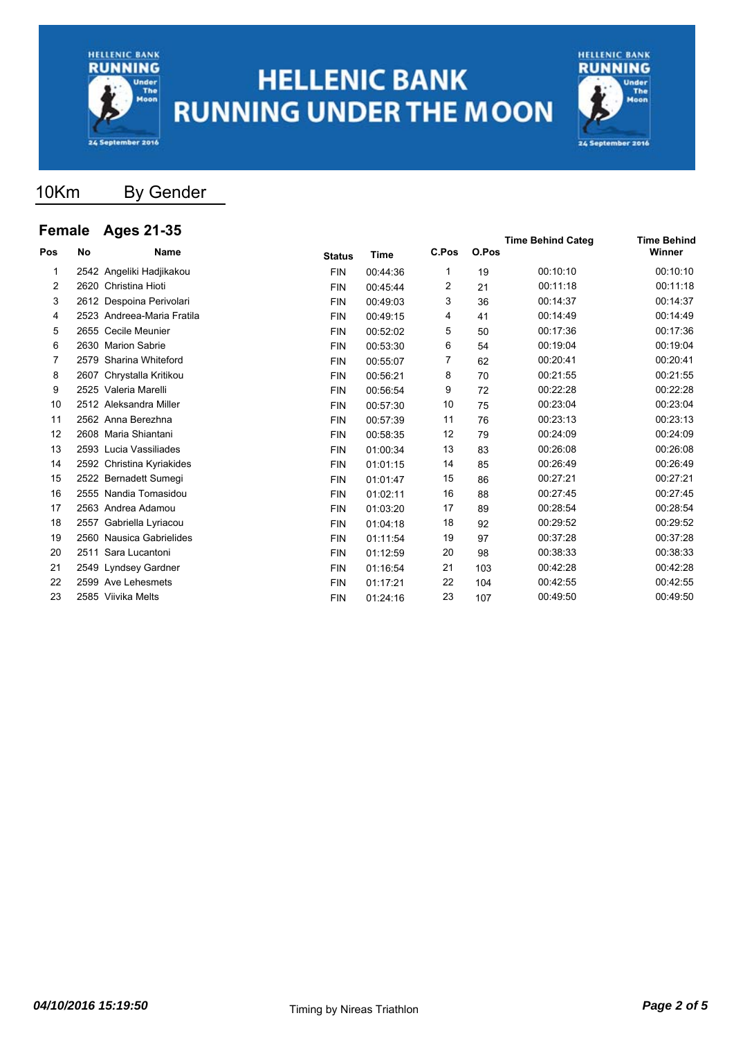# HELLENIC BANK RUNNING UNDER THE MOON

## 10Km By Gender

### Female Ages 21-35

| Pos | No | Name | Status | Time | C.Pos | O.Pos | Time Behind Categ | Time Behind Winner |
|---|---|---|---|---|---|---|---|---|
| 1 | 2542 | Angeliki Hadjikakou | FIN | 00:44:36 | 1 | 19 | 00:10:10 | 00:10:10 |
| 2 | 2620 | Christina Hioti | FIN | 00:45:44 | 2 | 21 | 00:11:18 | 00:11:18 |
| 3 | 2612 | Despoina Perivolari | FIN | 00:49:03 | 3 | 36 | 00:14:37 | 00:14:37 |
| 4 | 2523 | Andreea-Maria Fratila | FIN | 00:49:15 | 4 | 41 | 00:14:49 | 00:14:49 |
| 5 | 2655 | Cecile Meunier | FIN | 00:52:02 | 5 | 50 | 00:17:36 | 00:17:36 |
| 6 | 2630 | Marion Sabrie | FIN | 00:53:30 | 6 | 54 | 00:19:04 | 00:19:04 |
| 7 | 2579 | Sharina Whiteford | FIN | 00:55:07 | 7 | 62 | 00:20:41 | 00:20:41 |
| 8 | 2607 | Chrystalla Kritikou | FIN | 00:56:21 | 8 | 70 | 00:21:55 | 00:21:55 |
| 9 | 2525 | Valeria Marelli | FIN | 00:56:54 | 9 | 72 | 00:22:28 | 00:22:28 |
| 10 | 2512 | Aleksandra Miller | FIN | 00:57:30 | 10 | 75 | 00:23:04 | 00:23:04 |
| 11 | 2562 | Anna Berezhna | FIN | 00:57:39 | 11 | 76 | 00:23:13 | 00:23:13 |
| 12 | 2608 | Maria Shiantani | FIN | 00:58:35 | 12 | 79 | 00:24:09 | 00:24:09 |
| 13 | 2593 | Lucia Vassiliades | FIN | 01:00:34 | 13 | 83 | 00:26:08 | 00:26:08 |
| 14 | 2592 | Christina Kyriakides | FIN | 01:01:15 | 14 | 85 | 00:26:49 | 00:26:49 |
| 15 | 2522 | Bernadett Sumegi | FIN | 01:01:47 | 15 | 86 | 00:27:21 | 00:27:21 |
| 16 | 2555 | Nandia Tomasidou | FIN | 01:02:11 | 16 | 88 | 00:27:45 | 00:27:45 |
| 17 | 2563 | Andrea Adamou | FIN | 01:03:20 | 17 | 89 | 00:28:54 | 00:28:54 |
| 18 | 2557 | Gabriella Lyriacou | FIN | 01:04:18 | 18 | 92 | 00:29:52 | 00:29:52 |
| 19 | 2560 | Nausica Gabrielides | FIN | 01:11:54 | 19 | 97 | 00:37:28 | 00:37:28 |
| 20 | 2511 | Sara Lucantoni | FIN | 01:12:59 | 20 | 98 | 00:38:33 | 00:38:33 |
| 21 | 2549 | Lyndsey Gardner | FIN | 01:16:54 | 21 | 103 | 00:42:28 | 00:42:28 |
| 22 | 2599 | Ave Lehesmets | FIN | 01:17:21 | 22 | 104 | 00:42:55 | 00:42:55 |
| 23 | 2585 | Viivika Melts | FIN | 01:24:16 | 23 | 107 | 00:49:50 | 00:49:50 |

*04/10/2016 15:19:50* Timing by Nireas Triathlon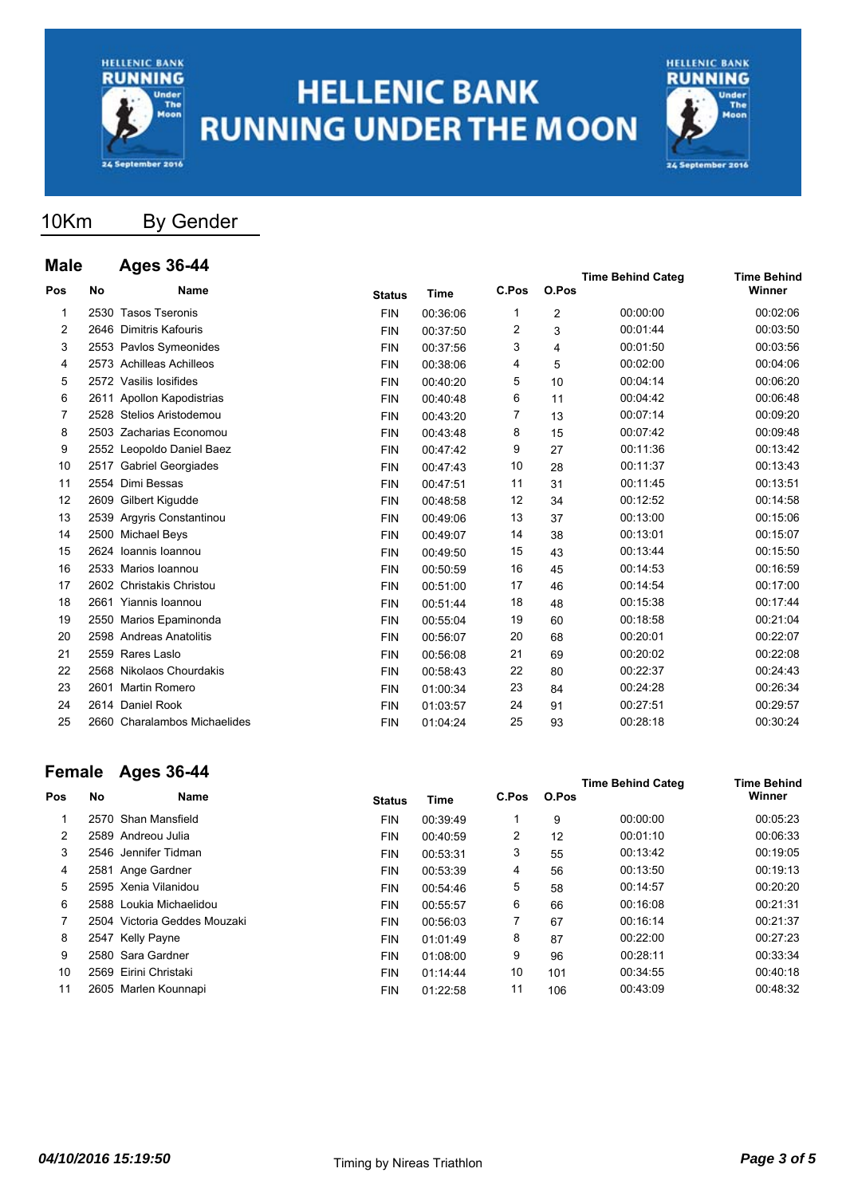# HELLENIC BANK RUNNING UNDER THE MOON

## 10Km By Gender

### Male Ages 36-44

| Pos | No | Name | Status | Time | C.Pos | O.Pos | Time Behind Categ | Time Behind Winner |
|---|---|---|---|---|---|---|---|---|
| 1 | 2530 | Tasos Tseronis | FIN | 00:36:06 | 1 | 2 | 00:00:00 | 00:02:06 |
| 2 | 2646 | Dimitris Kafouris | FIN | 00:37:50 | 2 | 3 | 00:01:44 | 00:03:50 |
| 3 | 2553 | Pavlos Symeonides | FIN | 00:37:56 | 3 | 4 | 00:01:50 | 00:03:56 |
| 4 | 2573 | Achilleas Achilleos | FIN | 00:38:06 | 4 | 5 | 00:02:00 | 00:04:06 |
| 5 | 2572 | Vasilis Iosifides | FIN | 00:40:20 | 5 | 10 | 00:04:14 | 00:06:20 |
| 6 | 2611 | Apollon Kapodistrias | FIN | 00:40:48 | 6 | 11 | 00:04:42 | 00:06:48 |
| 7 | 2528 | Stelios Aristodemou | FIN | 00:43:20 | 7 | 13 | 00:07:14 | 00:09:20 |
| 8 | 2503 | Zacharias Economou | FIN | 00:43:48 | 8 | 15 | 00:07:42 | 00:09:48 |
| 9 | 2552 | Leopoldo Daniel Baez | FIN | 00:47:42 | 9 | 27 | 00:11:36 | 00:13:42 |
| 10 | 2517 | Gabriel Georgiades | FIN | 00:47:43 | 10 | 28 | 00:11:37 | 00:13:43 |
| 11 | 2554 | Dimi Bessas | FIN | 00:47:51 | 11 | 31 | 00:11:45 | 00:13:51 |
| 12 | 2609 | Gilbert Kigudde | FIN | 00:48:58 | 12 | 34 | 00:12:52 | 00:14:58 |
| 13 | 2539 | Argyris Constantinou | FIN | 00:49:06 | 13 | 37 | 00:13:00 | 00:15:06 |
| 14 | 2500 | Michael Beys | FIN | 00:49:07 | 14 | 38 | 00:13:01 | 00:15:07 |
| 15 | 2624 | Ioannis Ioannou | FIN | 00:49:50 | 15 | 43 | 00:13:44 | 00:15:50 |
| 16 | 2533 | Marios Ioannou | FIN | 00:50:59 | 16 | 45 | 00:14:53 | 00:16:59 |
| 17 | 2602 | Christakis Christou | FIN | 00:51:00 | 17 | 46 | 00:14:54 | 00:17:00 |
| 18 | 2661 | Yiannis Ioannou | FIN | 00:51:44 | 18 | 48 | 00:15:38 | 00:17:44 |
| 19 | 2550 | Marios Epaminonda | FIN | 00:55:04 | 19 | 60 | 00:18:58 | 00:21:04 |
| 20 | 2598 | Andreas Anatolitis | FIN | 00:56:07 | 20 | 68 | 00:20:01 | 00:22:07 |
| 21 | 2559 | Rares Laslo | FIN | 00:56:08 | 21 | 69 | 00:20:02 | 00:22:08 |
| 22 | 2568 | Nikolaos Chourdakis | FIN | 00:58:43 | 22 | 80 | 00:22:37 | 00:24:43 |
| 23 | 2601 | Martin Romero | FIN | 01:00:34 | 23 | 84 | 00:24:28 | 00:26:34 |
| 24 | 2614 | Daniel Rook | FIN | 01:03:57 | 24 | 91 | 00:27:51 | 00:29:57 |
| 25 | 2660 | Charalambos Michaelides | FIN | 01:04:24 | 25 | 93 | 00:28:18 | 00:30:24 |

### Female Ages 36-44

| Pos | No | Name | Status | Time | C.Pos | O.Pos | Time Behind Categ | Time Behind Winner |
|---|---|---|---|---|---|---|---|---|
| 1 | 2570 | Shan Mansfield | FIN | 00:39:49 | 1 | 9 | 00:00:00 | 00:05:23 |
| 2 | 2589 | Andreou Julia | FIN | 00:40:59 | 2 | 12 | 00:01:10 | 00:06:33 |
| 3 | 2546 | Jennifer Tidman | FIN | 00:53:31 | 3 | 55 | 00:13:42 | 00:19:05 |
| 4 | 2581 | Ange Gardner | FIN | 00:53:39 | 4 | 56 | 00:13:50 | 00:19:13 |
| 5 | 2595 | Xenia Vilanidou | FIN | 00:54:46 | 5 | 58 | 00:14:57 | 00:20:20 |
| 6 | 2588 | Loukia Michaelidou | FIN | 00:55:57 | 6 | 66 | 00:16:08 | 00:21:31 |
| 7 | 2504 | Victoria Geddes Mouzaki | FIN | 00:56:03 | 7 | 67 | 00:16:14 | 00:21:37 |
| 8 | 2547 | Kelly Payne | FIN | 01:01:49 | 8 | 87 | 00:22:00 | 00:27:23 |
| 9 | 2580 | Sara Gardner | FIN | 01:08:00 | 9 | 96 | 00:28:11 | 00:33:34 |
| 10 | 2569 | Eirini Christaki | FIN | 01:14:44 | 10 | 101 | 00:34:55 | 00:40:18 |
| 11 | 2605 | Marlen Kounnapi | FIN | 01:22:58 | 11 | 106 | 00:43:09 | 00:48:32 |

*04/10/2016 15:19:50* Timing by Nireas Triathlon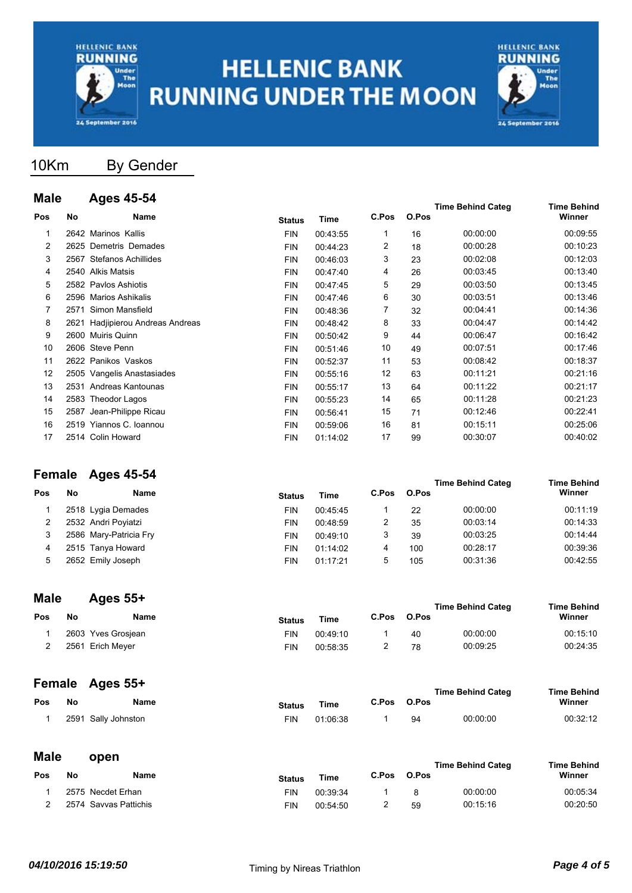# HELLENIC BANK RUNNING UNDER THE MOON

## 10Km By Gender

### Male Ages 45-54

| Pos | No | Name | Status | Time | C.Pos | O.Pos | Time Behind Categ | Time Behind Winner |
|---|---|---|---|---|---|---|---|---|
| 1 | 2642 | Marinos Kallis | FIN | 00:43:55 | 1 | 16 | 00:00:00 | 00:09:55 |
| 2 | 2625 | Demetris Demades | FIN | 00:44:23 | 2 | 18 | 00:00:28 | 00:10:23 |
| 3 | 2567 | Stefanos Achillides | FIN | 00:46:03 | 3 | 23 | 00:02:08 | 00:12:03 |
| 4 | 2540 | Alkis Matsis | FIN | 00:47:40 | 4 | 26 | 00:03:45 | 00:13:40 |
| 5 | 2582 | Pavlos Ashiotis | FIN | 00:47:45 | 5 | 29 | 00:03:50 | 00:13:45 |
| 6 | 2596 | Marios Ashikalis | FIN | 00:47:46 | 6 | 30 | 00:03:51 | 00:13:46 |
| 7 | 2571 | Simon Mansfield | FIN | 00:48:36 | 7 | 32 | 00:04:41 | 00:14:36 |
| 8 | 2621 | Hadjipierou Andreas Andreas | FIN | 00:48:42 | 8 | 33 | 00:04:47 | 00:14:42 |
| 9 | 2600 | Muiris Quinn | FIN | 00:50:42 | 9 | 44 | 00:06:47 | 00:16:42 |
| 10 | 2606 | Steve Penn | FIN | 00:51:46 | 10 | 49 | 00:07:51 | 00:17:46 |
| 11 | 2622 | Panikos Vaskos | FIN | 00:52:37 | 11 | 53 | 00:08:42 | 00:18:37 |
| 12 | 2505 | Vangelis Anastasiades | FIN | 00:55:16 | 12 | 63 | 00:11:21 | 00:21:16 |
| 13 | 2531 | Andreas Kantounas | FIN | 00:55:17 | 13 | 64 | 00:11:22 | 00:21:17 |
| 14 | 2583 | Theodor Lagos | FIN | 00:55:23 | 14 | 65 | 00:11:28 | 00:21:23 |
| 15 | 2587 | Jean-Philippe Ricau | FIN | 00:56:41 | 15 | 71 | 00:12:46 | 00:22:41 |
| 16 | 2519 | Yiannos C. Ioannou | FIN | 00:59:06 | 16 | 81 | 00:15:11 | 00:25:06 |
| 17 | 2514 | Colin Howard | FIN | 01:14:02 | 17 | 99 | 00:30:07 | 00:40:02 |

### Female Ages 45-54

| Pos | No | Name | Status | Time | C.Pos | O.Pos | Time Behind Categ | Time Behind Winner |
|---|---|---|---|---|---|---|---|---|
| 1 | 2518 | Lygia Demades | FIN | 00:45:45 | 1 | 22 | 00:00:00 | 00:11:19 |
| 2 | 2532 | Andri Poyiatzi | FIN | 00:48:59 | 2 | 35 | 00:03:14 | 00:14:33 |
| 3 | 2586 | Mary-Patricia Fry | FIN | 00:49:10 | 3 | 39 | 00:03:25 | 00:14:44 |
| 4 | 2515 | Tanya Howard | FIN | 01:14:02 | 4 | 100 | 00:28:17 | 00:39:36 |
| 5 | 2652 | Emily Joseph | FIN | 01:17:21 | 5 | 105 | 00:31:36 | 00:42:55 |

### Male Ages 55+

| Pos | No | Name | Status | Time | C.Pos | O.Pos | Time Behind Categ | Time Behind Winner |
|---|---|---|---|---|---|---|---|---|
| 1 | 2603 | Yves Grosjean | FIN | 00:49:10 | 1 | 40 | 00:00:00 | 00:15:10 |
| 2 | 2561 | Erich Meyer | FIN | 00:58:35 | 2 | 78 | 00:09:25 | 00:24:35 |

### Female Ages 55+

| Pos | No | Name | Status | Time | C.Pos | O.Pos | Time Behind Categ | Time Behind Winner |
|---|---|---|---|---|---|---|---|---|
| 1 | 2591 | Sally Johnston | FIN | 01:06:38 | 1 | 94 | 00:00:00 | 00:32:12 |

### Male open

| Pos | No | Name | Status | Time | C.Pos | O.Pos | Time Behind Categ | Time Behind Winner |
|---|---|---|---|---|---|---|---|---|
| 1 | 2575 | Necdet Erhan | FIN | 00:39:34 | 1 | 8 | 00:00:00 | 00:05:34 |
| 2 | 2574 | Savvas Pattichis | FIN | 00:54:50 | 2 | 59 | 00:15:16 | 00:20:50 |

*04/10/2016 15:19:50* Timing by Nireas Triathlon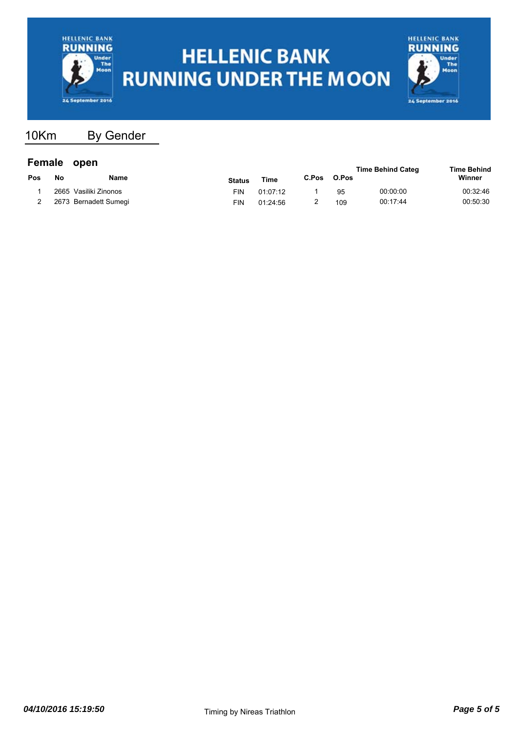# HELLENIC BANK RUNNING UNDER THE MOON

## 10Km By Gender

### Female open

| Pos | No | Name | Status | Time | C.Pos | O.Pos | Time Behind Categ | Time Behind Winner |
|---|---|---|---|---|---|---|---|---|
| 1 | 2665 | Vasiliki Zinonos | FIN | 01:07:12 | 1 | 95 | 00:00:00 | 00:32:46 |
| 2 | 2673 | Bernadett Sumegi | FIN | 01:24:56 | 2 | 109 | 00:17:44 | 00:50:30 |

*04/10/2016 15:19:50*

Timing by Nireas Triathlon